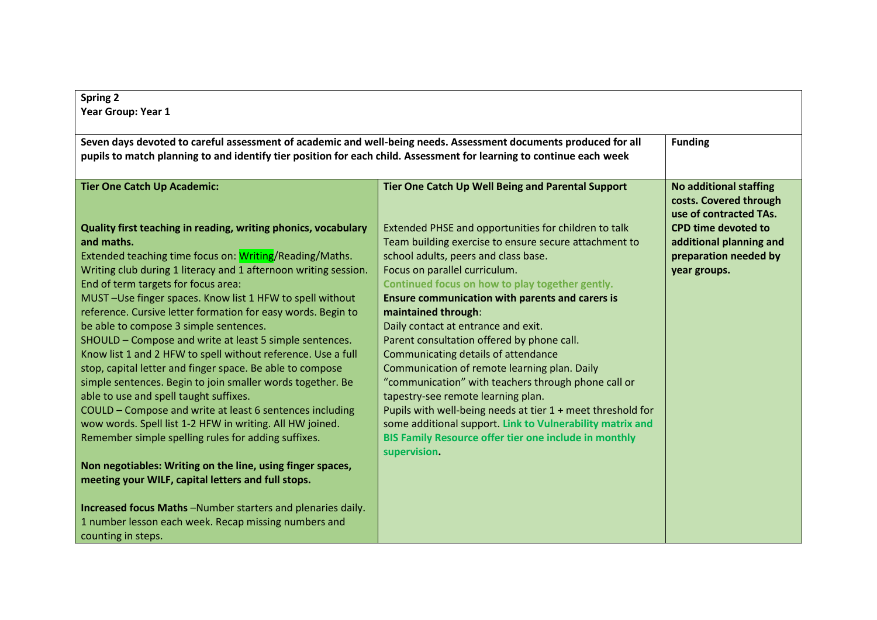| **Spring 2**<br>**Year Group: Year 1** | | |
|---|---|---|
| **Seven days devoted to careful assessment of academic and well-being needs. Assessment documents produced for all pupils to match planning to and identify tier position for each child. Assessment for learning to continue each week** | | **Funding** |
| **Tier One Catch Up Academic:**<br><br>**Quality first teaching in reading, writing phonics, vocabulary and maths.**<br>Extended teaching time focus on: Writing/Reading/Maths.<br>Writing club during 1 literacy and 1 afternoon writing session.<br>End of term targets for focus area:<br>MUST –Use finger spaces. Know list 1 HFW to spell without reference. Cursive letter formation for easy words. Begin to be able to compose 3 simple sentences.<br>SHOULD – Compose and write at least 5 simple sentences. Know list 1 and 2 HFW to spell without reference. Use a full stop, capital letter and finger space. Be able to compose simple sentences. Begin to join smaller words together. Be able to use and spell taught suffixes.<br>COULD – Compose and write at least 6 sentences including wow words. Spell list 1-2 HFW in writing. All HW joined. Remember simple spelling rules for adding suffixes.<br><br>**Non negotiables: Writing on the line, using finger spaces, meeting your WILF, capital letters and full stops.**<br><br>**Increased focus Maths** –Number starters and plenaries daily. 1 number lesson each week. Recap missing numbers and counting in steps. | **Tier One Catch Up Well Being and Parental Support**<br><br>Extended PHSE and opportunities for children to talk<br>Team building exercise to ensure secure attachment to school adults, peers and class base.<br>Focus on parallel curriculum.<br>**Continued focus on how to play together gently.**<br>**Ensure communication with parents and carers is maintained through**:<br>Daily contact at entrance and exit.<br>Parent consultation offered by phone call.<br>Communicating details of attendance<br>Communication of remote learning plan. Daily "communication" with teachers through phone call or tapestry-see remote learning plan.<br>Pupils with well-being needs at tier 1 + meet threshold for some additional support. **Link to Vulnerability matrix and BIS Family Resource offer tier one include in monthly supervision.** | **No additional staffing costs. Covered through use of contracted TAs.**<br>**CPD time devoted to additional planning and preparation needed by year groups.** |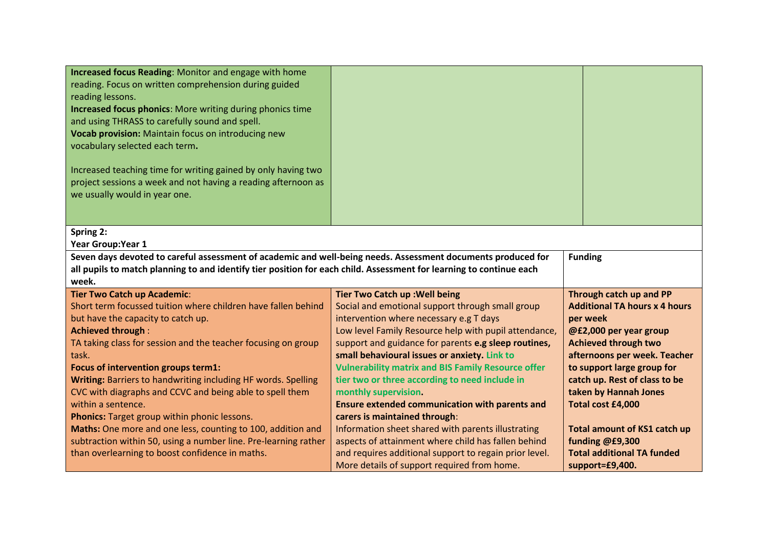| | | |
|---|---|---|
| **Increased focus Reading**: Monitor and engage with home reading. Focus on written comprehension during guided reading lessons.<br>**Increased focus phonics**: More writing during phonics time and using THRASS to carefully sound and spell.<br>**Vocab provision:** Maintain focus on introducing new vocabulary selected each term**.**<br><br>Increased teaching time for writing gained by only having two project sessions a week and not having a reading afternoon as we usually would in year one. | | |

**Spring 2:**
**Year Group:Year 1**

| **Seven days devoted to careful assessment of academic and well-being needs. Assessment documents produced for all pupils to match planning to and identify tier position for each child. Assessment for learning to continue each week.** | | **Funding** |
|---|---|---|
| **Tier Two Catch up Academic**:<br>Short term focussed tuition where children have fallen behind but have the capacity to catch up.<br>**Achieved through** :<br>TA taking class for session and the teacher focusing on group task.<br>**Focus of intervention groups term1:**<br>**Writing:** Barriers to handwriting including HF words. Spelling CVC with diagraphs and CCVC and being able to spell them within a sentence.<br>**Phonics:** Target group within phonic lessons.<br>**Maths:** One more and one less, counting to 100, addition and subtraction within 50, using a number line. Pre-learning rather than overlearning to boost confidence in maths. | **Tier Two Catch up :Well being**<br>Social and emotional support through small group intervention where necessary e.g T days<br>Low level Family Resource help with pupil attendance, support and guidance for parents **e.g sleep routines, small behavioural issues or anxiety. Link to Vulnerability matrix and BIS Family Resource offer tier two or three according to need include in monthly supervision.**<br>**Ensure extended communication with parents and carers is maintained through**:<br>Information sheet shared with parents illustrating aspects of attainment where child has fallen behind and requires additional support to regain prior level. More details of support required from home. | **Through catch up and PP Additional TA hours x 4 hours per week @£2,000 per year group Achieved through two afternoons per week. Teacher to support large group for catch up. Rest of class to be taken by Hannah Jones Total cost £4,000**<br><br>**Total amount of KS1 catch up funding @£9,300**<br>**Total additional TA funded support=£9,400.** |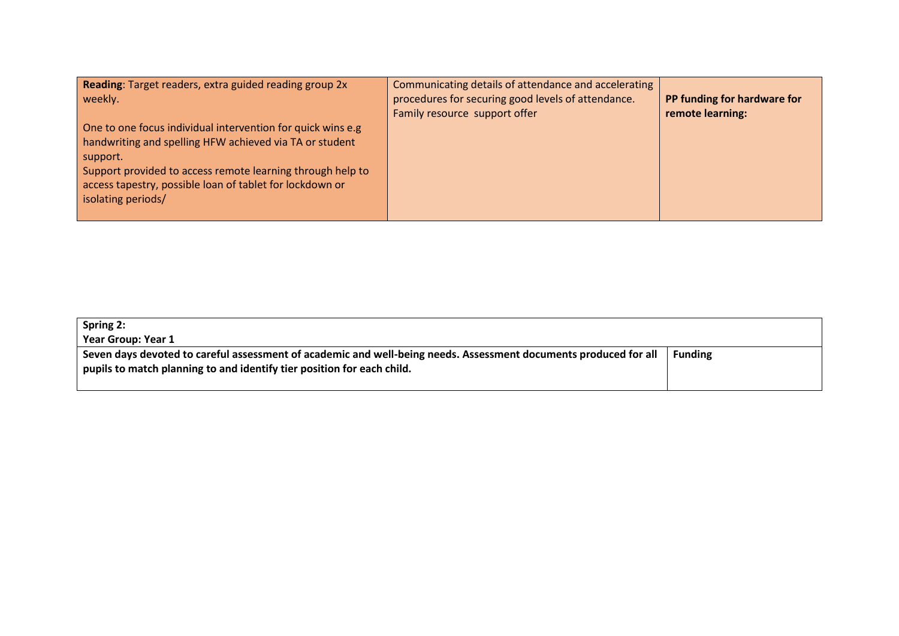| **Reading**: Target readers, extra guided reading group 2x weekly.<br><br>One to one focus individual intervention for quick wins e.g handwriting and spelling HFW achieved via TA or student support.<br>Support provided to access remote learning through help to access tapestry, possible loan of tablet for lockdown or isolating periods/ | Communicating details of attendance and accelerating procedures for securing good levels of attendance.<br>Family resource support offer | **PP funding for hardware for remote learning:** |
| --- | --- | --- |

| **Spring 2:**<br>**Year Group: Year 1** | |
| --- | --- |
| **Seven days devoted to careful assessment of academic and well-being needs. Assessment documents produced for all pupils to match planning to and identify tier position for each child.** | **Funding** |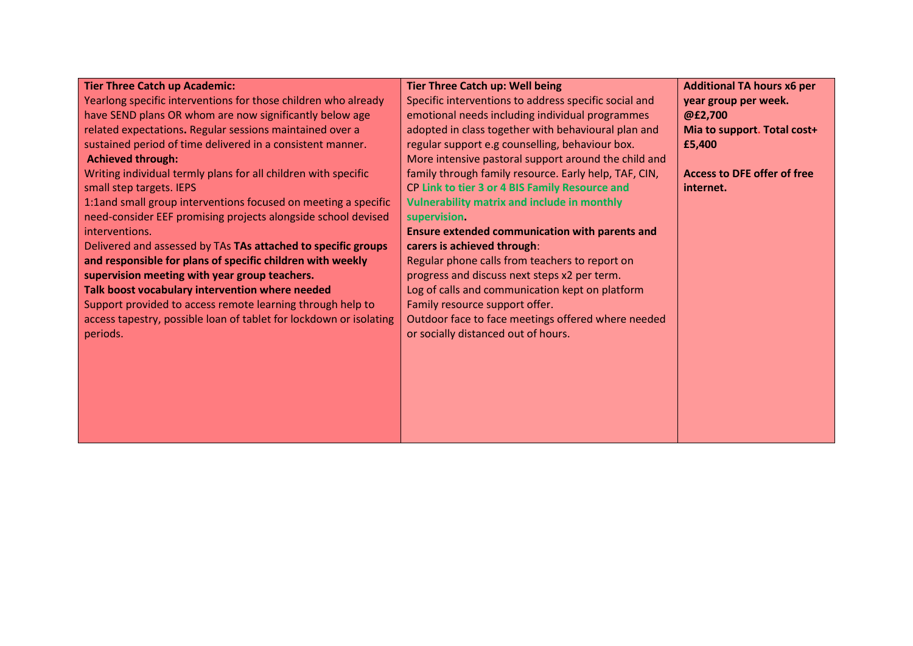| | | |
|---|---|---|
| **Tier Three Catch up Academic:**<br>Yearlong specific interventions for those children who already have SEND plans OR whom are now significantly below age related expectations**.** Regular sessions maintained over a sustained period of time delivered in a consistent manner.<br>**Achieved through:**<br>Writing individual termly plans for all children with specific small step targets. IEPS<br>1:1and small group interventions focused on meeting a specific need-consider EEF promising projects alongside school devised interventions.<br>Delivered and assessed by TAs **TAs attached to specific groups and responsible for plans of specific children with weekly supervision meeting with year group teachers.**<br>**Talk boost vocabulary intervention where needed**<br>Support provided to access remote learning through help to access tapestry, possible loan of tablet for lockdown or isolating periods. | **Tier Three Catch up: Well being**<br>Specific interventions to address specific social and emotional needs including individual programmes adopted in class together with behavioural plan and regular support e.g counselling, behaviour box.<br>More intensive pastoral support around the child and family through family resource. Early help, TAF, CIN, CP **Link to tier 3 or 4 BIS Family Resource and Vulnerability matrix and include in monthly supervision.**<br>**Ensure extended communication with parents and carers is achieved through**:<br>Regular phone calls from teachers to report on progress and discuss next steps x2 per term.<br>Log of calls and communication kept on platform<br>Family resource support offer.<br>Outdoor face to face meetings offered where needed or socially distanced out of hours. | **Additional TA hours x6 per year group per week. @£2,700**<br>**Mia to support. Total cost+ £5,400**<br><br>**Access to DFE offer of free internet.** |